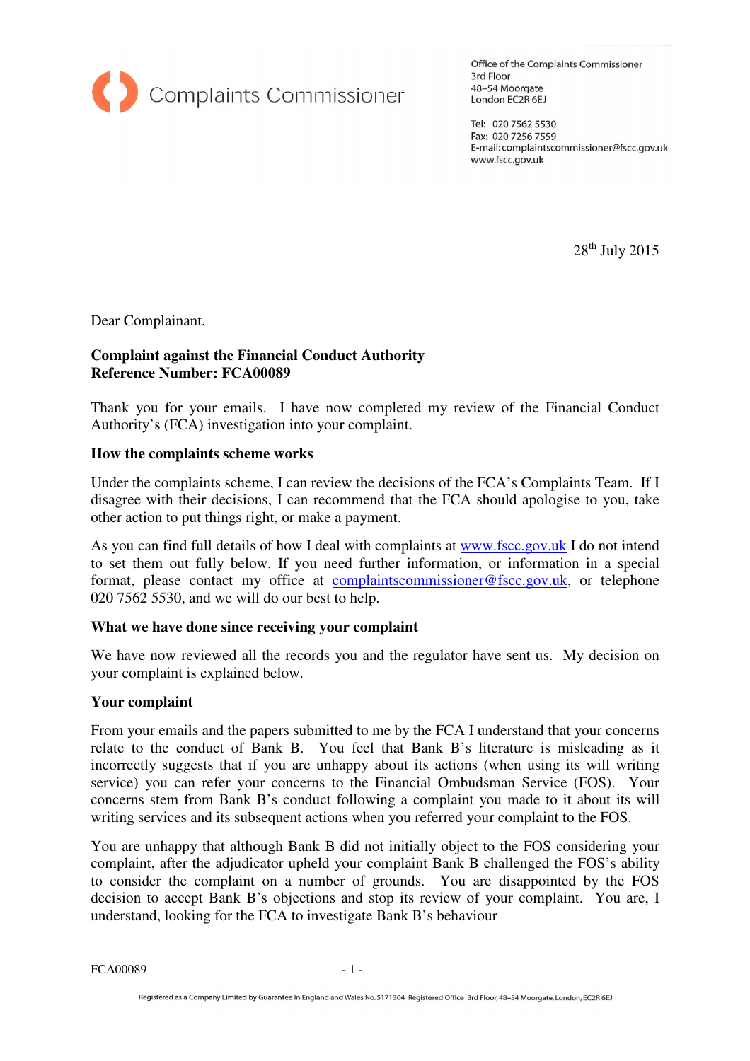Complaints Commissioner

Office of the Complaints Commissioner
3rd Floor
48–54 Moorgate
London EC2R 6EJ

Tel: 020 7562 5530
Fax: 020 7256 7559
E-mail: complaintscommissioner@fscc.gov.uk
www.fscc.gov.uk

28th July 2015

Dear Complainant,

**Complaint against the Financial Conduct Authority**
**Reference Number: FCA00089**

Thank you for your emails. I have now completed my review of the Financial Conduct Authority's (FCA) investigation into your complaint.

**How the complaints scheme works**

Under the complaints scheme, I can review the decisions of the FCA's Complaints Team. If I disagree with their decisions, I can recommend that the FCA should apologise to you, take other action to put things right, or make a payment.

As you can find full details of how I deal with complaints at www.fscc.gov.uk I do not intend to set them out fully below. If you need further information, or information in a special format, please contact my office at complaintscommissioner@fscc.gov.uk, or telephone 020 7562 5530, and we will do our best to help.

**What we have done since receiving your complaint**

We have now reviewed all the records you and the regulator have sent us. My decision on your complaint is explained below.

**Your complaint**

From your emails and the papers submitted to me by the FCA I understand that your concerns relate to the conduct of Bank B. You feel that Bank B's literature is misleading as it incorrectly suggests that if you are unhappy about its actions (when using its will writing service) you can refer your concerns to the Financial Ombudsman Service (FOS). Your concerns stem from Bank B's conduct following a complaint you made to it about its will writing services and its subsequent actions when you referred your complaint to the FOS.

You are unhappy that although Bank B did not initially object to the FOS considering your complaint, after the adjudicator upheld your complaint Bank B challenged the FOS's ability to consider the complaint on a number of grounds. You are disappointed by the FOS decision to accept Bank B's objections and stop its review of your complaint. You are, I understand, looking for the FCA to investigate Bank B's behaviour

FCA00089

Registered as a Company Limited by Guarantee in England and Wales No. 5171304 Registered Office 3rd Floor, 48–54 Moorgate, London, EC2R 6EJ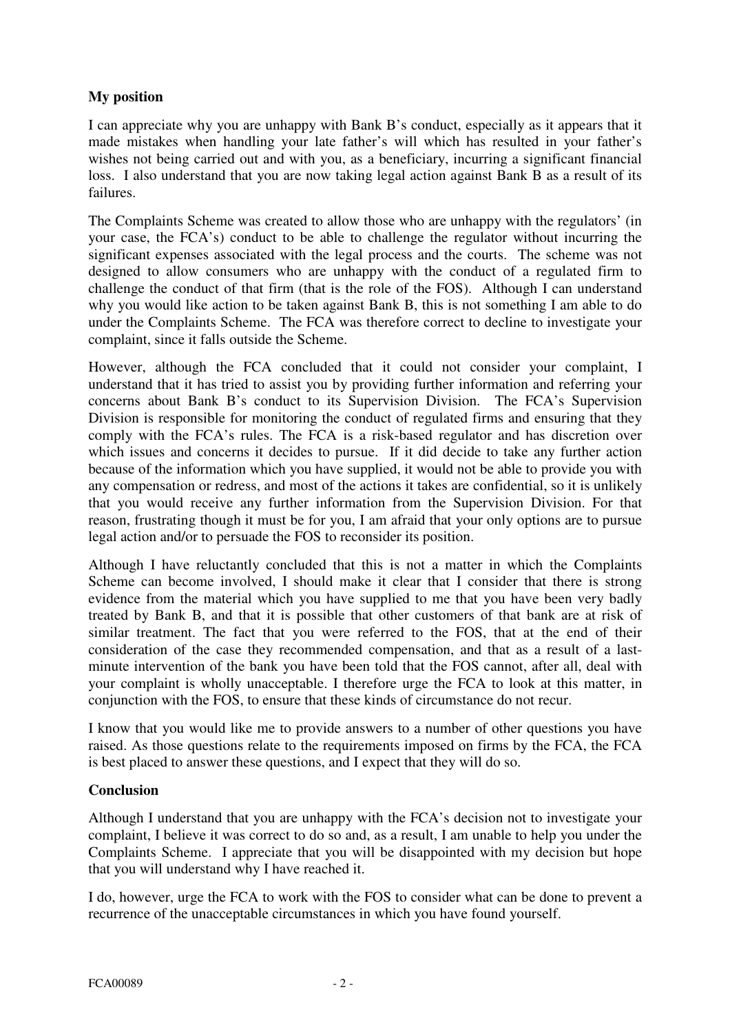**My position**

I can appreciate why you are unhappy with Bank B's conduct, especially as it appears that it made mistakes when handling your late father's will which has resulted in your father's wishes not being carried out and with you, as a beneficiary, incurring a significant financial loss. I also understand that you are now taking legal action against Bank B as a result of its failures.

The Complaints Scheme was created to allow those who are unhappy with the regulators' (in your case, the FCA's) conduct to be able to challenge the regulator without incurring the significant expenses associated with the legal process and the courts. The scheme was not designed to allow consumers who are unhappy with the conduct of a regulated firm to challenge the conduct of that firm (that is the role of the FOS). Although I can understand why you would like action to be taken against Bank B, this is not something I am able to do under the Complaints Scheme. The FCA was therefore correct to decline to investigate your complaint, since it falls outside the Scheme.

However, although the FCA concluded that it could not consider your complaint, I understand that it has tried to assist you by providing further information and referring your concerns about Bank B's conduct to its Supervision Division. The FCA's Supervision Division is responsible for monitoring the conduct of regulated firms and ensuring that they comply with the FCA's rules. The FCA is a risk-based regulator and has discretion over which issues and concerns it decides to pursue. If it did decide to take any further action because of the information which you have supplied, it would not be able to provide you with any compensation or redress, and most of the actions it takes are confidential, so it is unlikely that you would receive any further information from the Supervision Division. For that reason, frustrating though it must be for you, I am afraid that your only options are to pursue legal action and/or to persuade the FOS to reconsider its position.

Although I have reluctantly concluded that this is not a matter in which the Complaints Scheme can become involved, I should make it clear that I consider that there is strong evidence from the material which you have supplied to me that you have been very badly treated by Bank B, and that it is possible that other customers of that bank are at risk of similar treatment. The fact that you were referred to the FOS, that at the end of their consideration of the case they recommended compensation, and that as a result of a last-minute intervention of the bank you have been told that the FOS cannot, after all, deal with your complaint is wholly unacceptable. I therefore urge the FCA to look at this matter, in conjunction with the FOS, to ensure that these kinds of circumstance do not recur.

I know that you would like me to provide answers to a number of other questions you have raised. As those questions relate to the requirements imposed on firms by the FCA, the FCA is best placed to answer these questions, and I expect that they will do so.

**Conclusion**

Although I understand that you are unhappy with the FCA's decision not to investigate your complaint, I believe it was correct to do so and, as a result, I am unable to help you under the Complaints Scheme. I appreciate that you will be disappointed with my decision but hope that you will understand why I have reached it.

I do, however, urge the FCA to work with the FOS to consider what can be done to prevent a recurrence of the unacceptable circumstances in which you have found yourself.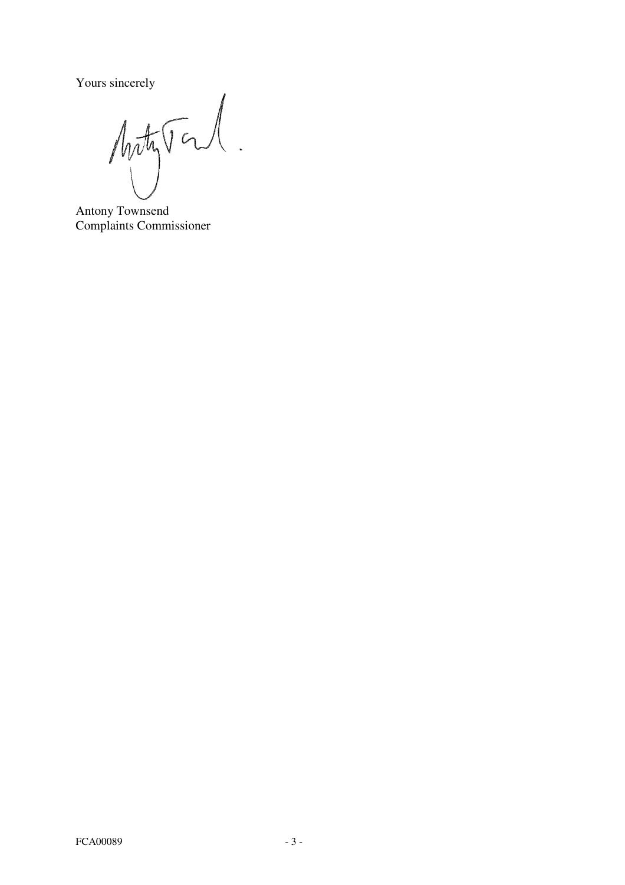Yours sincerely

Antony Townsend
Complaints Commissioner